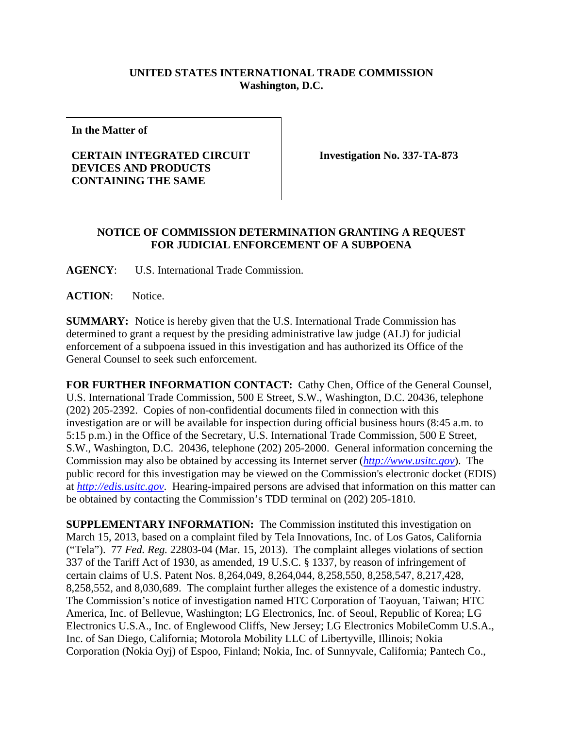**UNITED STATES INTERNATIONAL TRADE COMMISSION**
**Washington, D.C.**

| | |
|---|---|
| **In the Matter of**<br><br>**CERTAIN INTEGRATED CIRCUIT DEVICES AND PRODUCTS CONTAINING THE SAME** | **Investigation No. 337-TA-873** |

**NOTICE OF COMMISSION DETERMINATION GRANTING A REQUEST FOR JUDICIAL ENFORCEMENT OF A SUBPOENA**

**AGENCY**: U.S. International Trade Commission.

**ACTION**: Notice.

**SUMMARY:** Notice is hereby given that the U.S. International Trade Commission has determined to grant a request by the presiding administrative law judge (ALJ) for judicial enforcement of a subpoena issued in this investigation and has authorized its Office of the General Counsel to seek such enforcement.

**FOR FURTHER INFORMATION CONTACT:** Cathy Chen, Office of the General Counsel, U.S. International Trade Commission, 500 E Street, S.W., Washington, D.C. 20436, telephone (202) 205-2392. Copies of non-confidential documents filed in connection with this investigation are or will be available for inspection during official business hours (8:45 a.m. to 5:15 p.m.) in the Office of the Secretary, U.S. International Trade Commission, 500 E Street, S.W., Washington, D.C. 20436, telephone (202) 205-2000. General information concerning the Commission may also be obtained by accessing its Internet server (*http://www.usitc.gov*). The public record for this investigation may be viewed on the Commission's electronic docket (EDIS) at *http://edis.usitc.gov*. Hearing-impaired persons are advised that information on this matter can be obtained by contacting the Commission's TDD terminal on (202) 205-1810.

**SUPPLEMENTARY INFORMATION:** The Commission instituted this investigation on March 15, 2013, based on a complaint filed by Tela Innovations, Inc. of Los Gatos, California ("Tela"). 77 *Fed. Reg.* 22803-04 (Mar. 15, 2013). The complaint alleges violations of section 337 of the Tariff Act of 1930, as amended, 19 U.S.C. § 1337, by reason of infringement of certain claims of U.S. Patent Nos. 8,264,049, 8,264,044, 8,258,550, 8,258,547, 8,217,428, 8,258,552, and 8,030,689. The complaint further alleges the existence of a domestic industry. The Commission's notice of investigation named HTC Corporation of Taoyuan, Taiwan; HTC America, Inc. of Bellevue, Washington; LG Electronics, Inc. of Seoul, Republic of Korea; LG Electronics U.S.A., Inc. of Englewood Cliffs, New Jersey; LG Electronics MobileComm U.S.A., Inc. of San Diego, California; Motorola Mobility LLC of Libertyville, Illinois; Nokia Corporation (Nokia Oyj) of Espoo, Finland; Nokia, Inc. of Sunnyvale, California; Pantech Co.,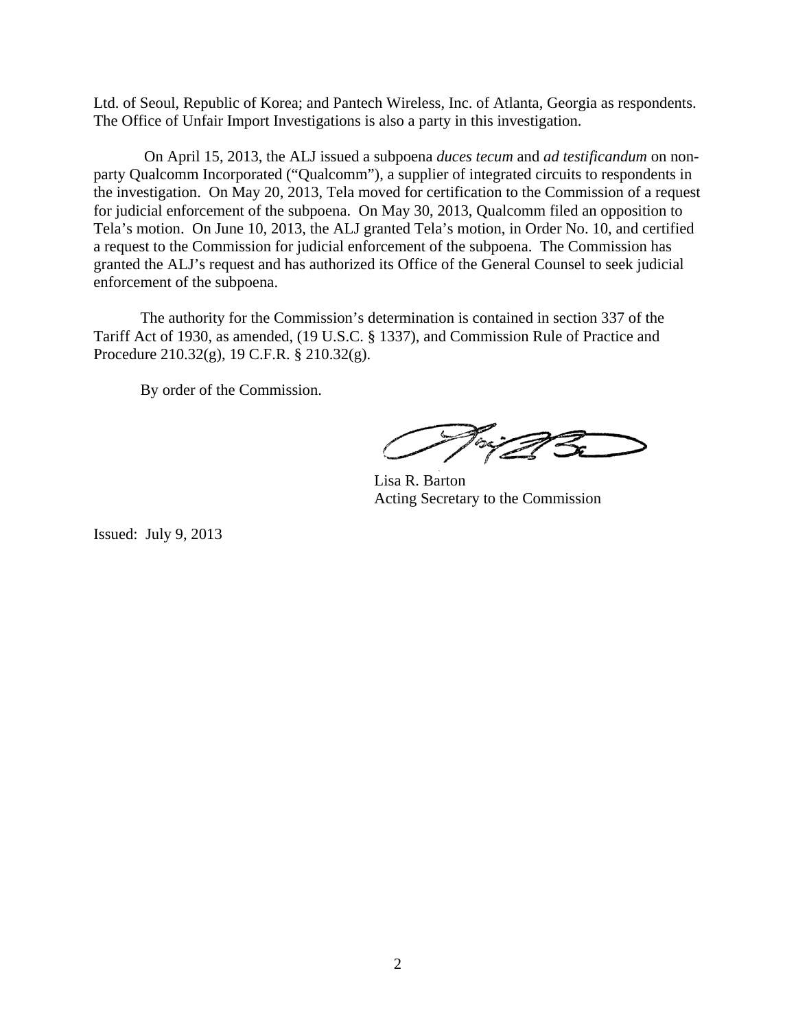Ltd. of Seoul, Republic of Korea; and Pantech Wireless, Inc. of Atlanta, Georgia as respondents. The Office of Unfair Import Investigations is also a party in this investigation.

On April 15, 2013, the ALJ issued a subpoena *duces tecum* and *ad testificandum* on non-party Qualcomm Incorporated ("Qualcomm"), a supplier of integrated circuits to respondents in the investigation. On May 20, 2013, Tela moved for certification to the Commission of a request for judicial enforcement of the subpoena. On May 30, 2013, Qualcomm filed an opposition to Tela's motion. On June 10, 2013, the ALJ granted Tela's motion, in Order No. 10, and certified a request to the Commission for judicial enforcement of the subpoena. The Commission has granted the ALJ's request and has authorized its Office of the General Counsel to seek judicial enforcement of the subpoena.

The authority for the Commission's determination is contained in section 337 of the Tariff Act of 1930, as amended, (19 U.S.C. § 1337), and Commission Rule of Practice and Procedure 210.32(g), 19 C.F.R. § 210.32(g).

By order of the Commission.

Lisa R. Barton
Acting Secretary to the Commission

Issued: July 9, 2013